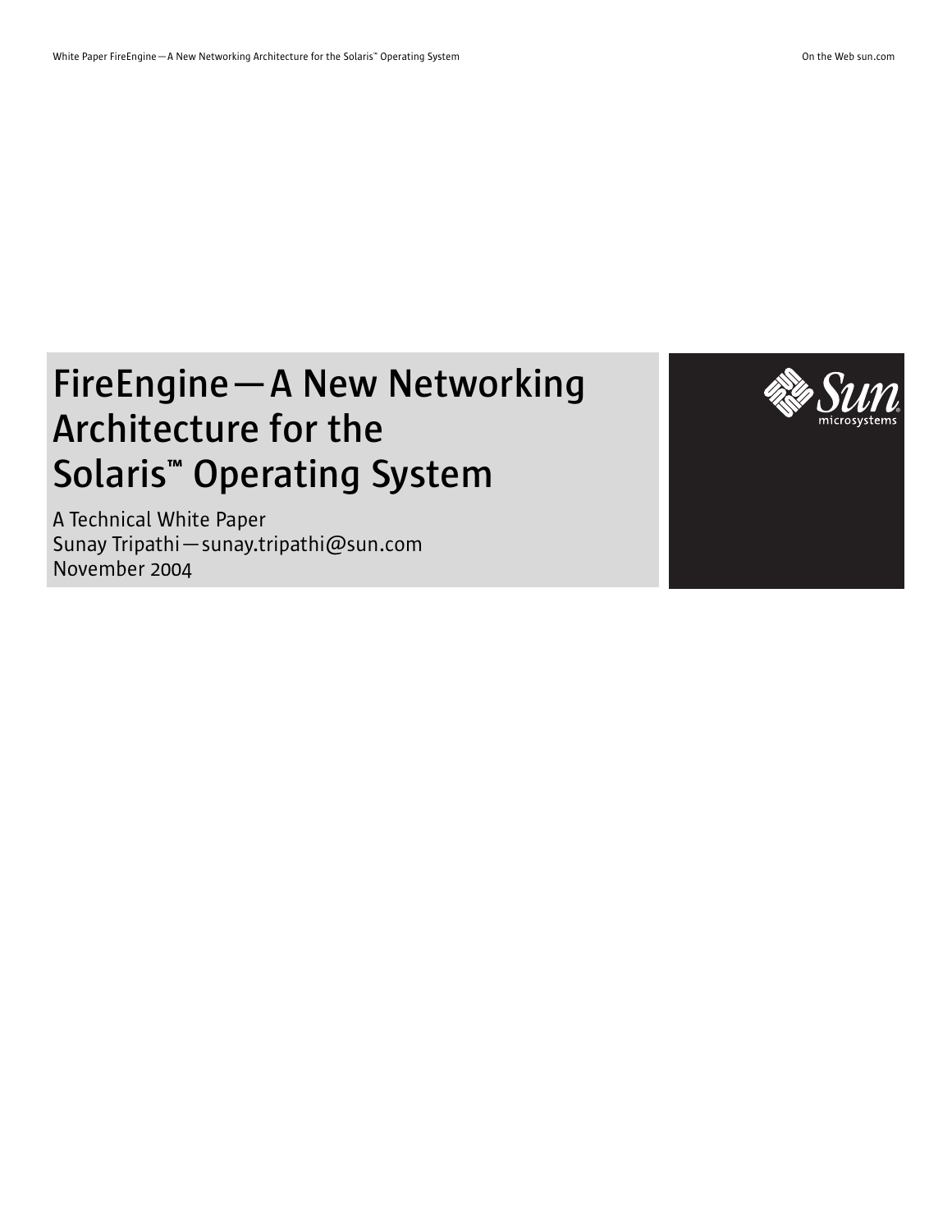# FireEngine—A New Networking Architecture for the Solaris™ Operating System

A Technical White Paper
Sunay Tripathi—sunay.tripathi@sun.com
November 2004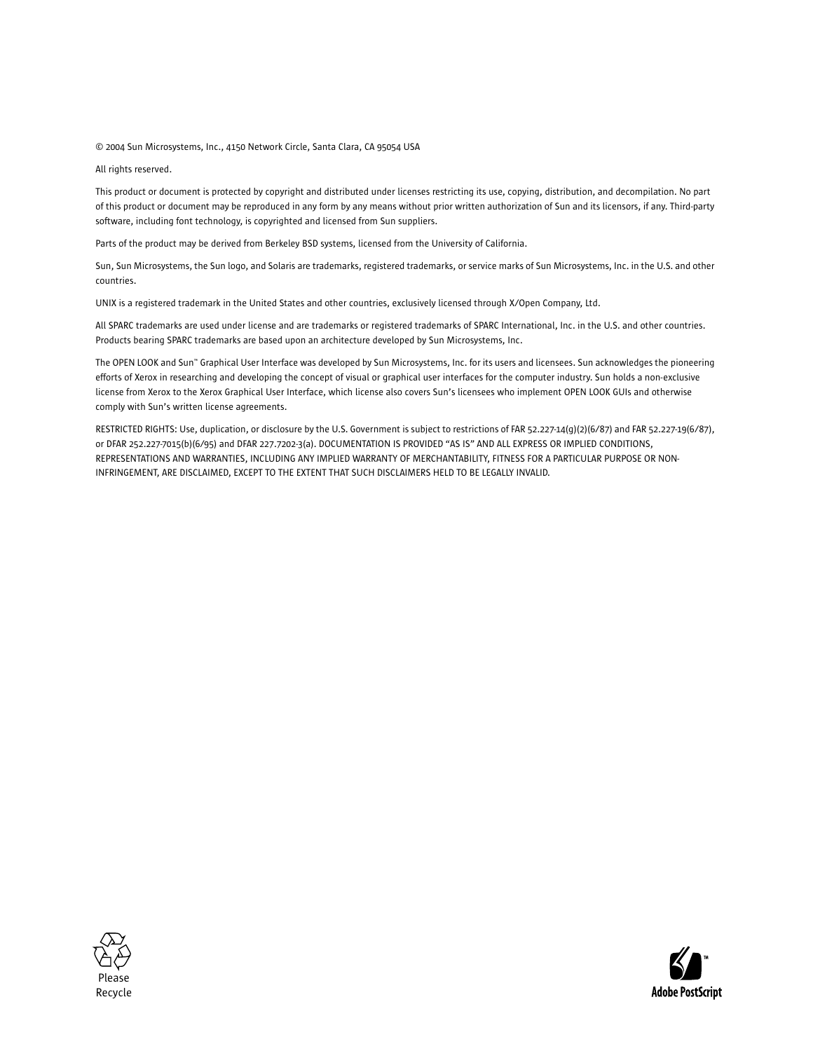© 2004 Sun Microsystems, Inc., 4150 Network Circle, Santa Clara, CA 95054 USA

All rights reserved.

This product or document is protected by copyright and distributed under licenses restricting its use, copying, distribution, and decompilation. No part of this product or document may be reproduced in any form by any means without prior written authorization of Sun and its licensors, if any. Third-party software, including font technology, is copyrighted and licensed from Sun suppliers.

Parts of the product may be derived from Berkeley BSD systems, licensed from the University of California.

Sun, Sun Microsystems, the Sun logo, and Solaris are trademarks, registered trademarks, or service marks of Sun Microsystems, Inc. in the U.S. and other countries.

UNIX is a registered trademark in the United States and other countries, exclusively licensed through X/Open Company, Ltd.

All SPARC trademarks are used under license and are trademarks or registered trademarks of SPARC International, Inc. in the U.S. and other countries. Products bearing SPARC trademarks are based upon an architecture developed by Sun Microsystems, Inc.

The OPEN LOOK and Sun™ Graphical User Interface was developed by Sun Microsystems, Inc. for its users and licensees. Sun acknowledges the pioneering efforts of Xerox in researching and developing the concept of visual or graphical user interfaces for the computer industry. Sun holds a non-exclusive license from Xerox to the Xerox Graphical User Interface, which license also covers Sun's licensees who implement OPEN LOOK GUIs and otherwise comply with Sun's written license agreements.

RESTRICTED RIGHTS: Use, duplication, or disclosure by the U.S. Government is subject to restrictions of FAR 52.227-14(g)(2)(6/87) and FAR 52.227-19(6/87), or DFAR 252.227-7015(b)(6/95) and DFAR 227.7202-3(a). DOCUMENTATION IS PROVIDED "AS IS" AND ALL EXPRESS OR IMPLIED CONDITIONS, REPRESENTATIONS AND WARRANTIES, INCLUDING ANY IMPLIED WARRANTY OF MERCHANTABILITY, FITNESS FOR A PARTICULAR PURPOSE OR NON-INFRINGEMENT, ARE DISCLAIMED, EXCEPT TO THE EXTENT THAT SUCH DISCLAIMERS HELD TO BE LEGALLY INVALID.

Please Recycle

Adobe PostScript™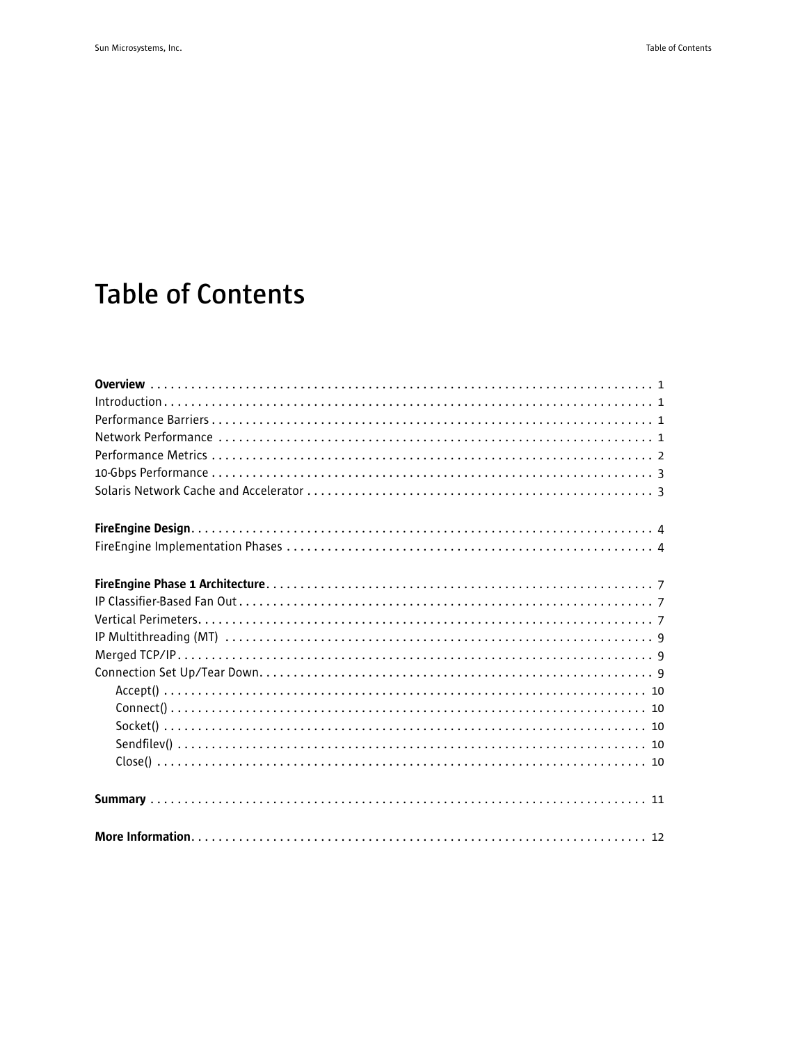# Table of Contents

**Overview** . . . . . . . . . . . . . . . . . . . . . . . . . . . . . . . . . . . . . . . . . . . . . . . . . . . . . . . . . . . . . . . . . . . . . . . . . 1
Introduction . . . . . . . . . . . . . . . . . . . . . . . . . . . . . . . . . . . . . . . . . . . . . . . . . . . . . . . . . . . . . . . . . . . . . . . . . 1
Performance Barriers . . . . . . . . . . . . . . . . . . . . . . . . . . . . . . . . . . . . . . . . . . . . . . . . . . . . . . . . . . . . . . . . . 1
Network Performance . . . . . . . . . . . . . . . . . . . . . . . . . . . . . . . . . . . . . . . . . . . . . . . . . . . . . . . . . . . . . . . . 1
Performance Metrics . . . . . . . . . . . . . . . . . . . . . . . . . . . . . . . . . . . . . . . . . . . . . . . . . . . . . . . . . . . . . . . . . 2
10-Gbps Performance . . . . . . . . . . . . . . . . . . . . . . . . . . . . . . . . . . . . . . . . . . . . . . . . . . . . . . . . . . . . . . . . . 3
Solaris Network Cache and Accelerator . . . . . . . . . . . . . . . . . . . . . . . . . . . . . . . . . . . . . . . . . . . . . . . . . . 3

**FireEngine Design** . . . . . . . . . . . . . . . . . . . . . . . . . . . . . . . . . . . . . . . . . . . . . . . . . . . . . . . . . . . . . . . . . . . 4
FireEngine Implementation Phases . . . . . . . . . . . . . . . . . . . . . . . . . . . . . . . . . . . . . . . . . . . . . . . . . . . . . . 4

**FireEngine Phase 1 Architecture** . . . . . . . . . . . . . . . . . . . . . . . . . . . . . . . . . . . . . . . . . . . . . . . . . . . . . . . . 7
IP Classifier-Based Fan Out . . . . . . . . . . . . . . . . . . . . . . . . . . . . . . . . . . . . . . . . . . . . . . . . . . . . . . . . . . . . . 7
Vertical Perimeters . . . . . . . . . . . . . . . . . . . . . . . . . . . . . . . . . . . . . . . . . . . . . . . . . . . . . . . . . . . . . . . . . . . . 7
IP Multithreading (MT) . . . . . . . . . . . . . . . . . . . . . . . . . . . . . . . . . . . . . . . . . . . . . . . . . . . . . . . . . . . . . . . . 9
Merged TCP/IP . . . . . . . . . . . . . . . . . . . . . . . . . . . . . . . . . . . . . . . . . . . . . . . . . . . . . . . . . . . . . . . . . . . . . . . 9
Connection Set Up/Tear Down . . . . . . . . . . . . . . . . . . . . . . . . . . . . . . . . . . . . . . . . . . . . . . . . . . . . . . . . . . . 9
  Accept() . . . . . . . . . . . . . . . . . . . . . . . . . . . . . . . . . . . . . . . . . . . . . . . . . . . . . . . . . . . . . . . . . . . . . . . . 10
  Connect() . . . . . . . . . . . . . . . . . . . . . . . . . . . . . . . . . . . . . . . . . . . . . . . . . . . . . . . . . . . . . . . . . . . . . . . 10
  Socket() . . . . . . . . . . . . . . . . . . . . . . . . . . . . . . . . . . . . . . . . . . . . . . . . . . . . . . . . . . . . . . . . . . . . . . . . 10
  Sendfilev() . . . . . . . . . . . . . . . . . . . . . . . . . . . . . . . . . . . . . . . . . . . . . . . . . . . . . . . . . . . . . . . . . . . . . . 10
  Close() . . . . . . . . . . . . . . . . . . . . . . . . . . . . . . . . . . . . . . . . . . . . . . . . . . . . . . . . . . . . . . . . . . . . . . . . . 10

**Summary** . . . . . . . . . . . . . . . . . . . . . . . . . . . . . . . . . . . . . . . . . . . . . . . . . . . . . . . . . . . . . . . . . . . . . . . . . 11

**More Information** . . . . . . . . . . . . . . . . . . . . . . . . . . . . . . . . . . . . . . . . . . . . . . . . . . . . . . . . . . . . . . . . . . . 12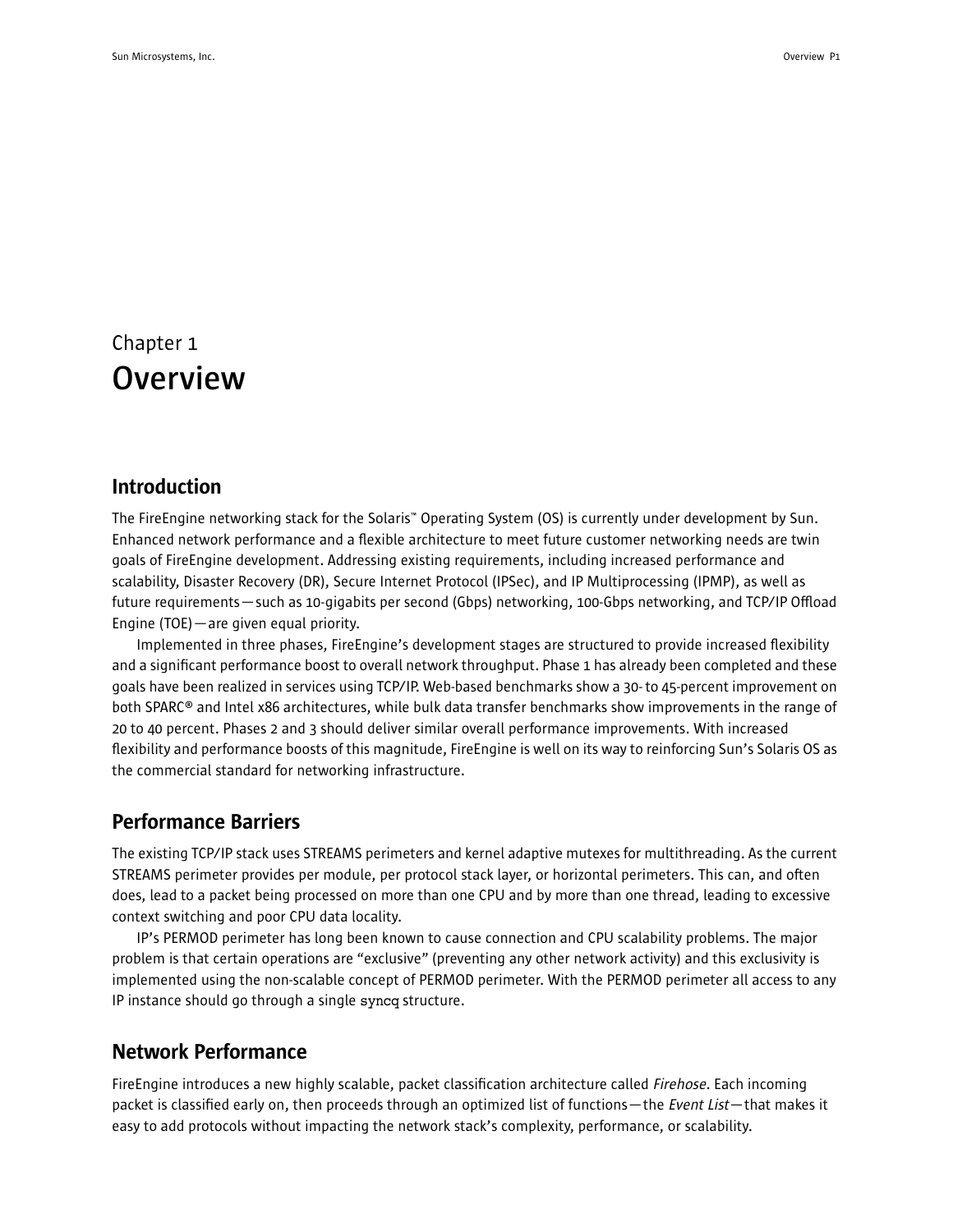# Chapter 1
# Overview

## Introduction

The FireEngine networking stack for the Solaris™ Operating System (OS) is currently under development by Sun. Enhanced network performance and a flexible architecture to meet future customer networking needs are twin goals of FireEngine development. Addressing existing requirements, including increased performance and scalability, Disaster Recovery (DR), Secure Internet Protocol (IPSec), and IP Multiprocessing (IPMP), as well as future requirements—such as 10-gigabits per second (Gbps) networking, 100-Gbps networking, and TCP/IP Offload Engine (TOE)—are given equal priority.

Implemented in three phases, FireEngine's development stages are structured to provide increased flexibility and a significant performance boost to overall network throughput. Phase 1 has already been completed and these goals have been realized in services using TCP/IP. Web-based benchmarks show a 30- to 45-percent improvement on both SPARC® and Intel x86 architectures, while bulk data transfer benchmarks show improvements in the range of 20 to 40 percent. Phases 2 and 3 should deliver similar overall performance improvements. With increased flexibility and performance boosts of this magnitude, FireEngine is well on its way to reinforcing Sun's Solaris OS as the commercial standard for networking infrastructure.

## Performance Barriers

The existing TCP/IP stack uses STREAMS perimeters and kernel adaptive mutexes for multithreading. As the current STREAMS perimeter provides per module, per protocol stack layer, or horizontal perimeters. This can, and often does, lead to a packet being processed on more than one CPU and by more than one thread, leading to excessive context switching and poor CPU data locality.

IP's PERMOD perimeter has long been known to cause connection and CPU scalability problems. The major problem is that certain operations are "exclusive" (preventing any other network activity) and this exclusivity is implemented using the non-scalable concept of PERMOD perimeter. With the PERMOD perimeter all access to any IP instance should go through a single `syncq` structure.

## Network Performance

FireEngine introduces a new highly scalable, packet classification architecture called *Firehose*. Each incoming packet is classified early on, then proceeds through an optimized list of functions—the *Event List*—that makes it easy to add protocols without impacting the network stack's complexity, performance, or scalability.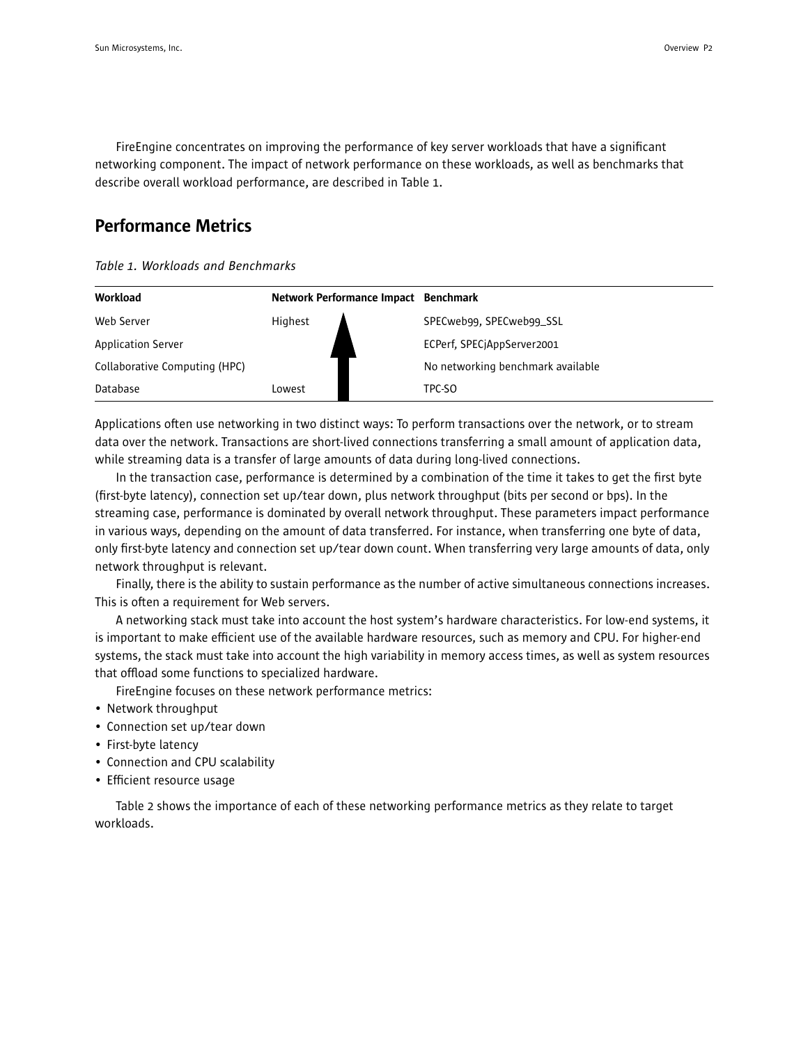FireEngine concentrates on improving the performance of key server workloads that have a significant networking component. The impact of network performance on these workloads, as well as benchmarks that describe overall workload performance, are described in Table 1.

## Performance Metrics

*Table 1. Workloads and Benchmarks*

| Workload | Network Performance Impact | Benchmark |
|---|---|---|
| Web Server | Highest | SPECweb99, SPECweb99_SSL |
| Application Server | | ECPerf, SPECjAppServer2001 |
| Collaborative Computing (HPC) | | No networking benchmark available |
| Database | Lowest | TPC-SO |

Applications often use networking in two distinct ways: To perform transactions over the network, or to stream data over the network. Transactions are short-lived connections transferring a small amount of application data, while streaming data is a transfer of large amounts of data during long-lived connections.

In the transaction case, performance is determined by a combination of the time it takes to get the first byte (first-byte latency), connection set up/tear down, plus network throughput (bits per second or bps). In the streaming case, performance is dominated by overall network throughput. These parameters impact performance in various ways, depending on the amount of data transferred. For instance, when transferring one byte of data, only first-byte latency and connection set up/tear down count. When transferring very large amounts of data, only network throughput is relevant.

Finally, there is the ability to sustain performance as the number of active simultaneous connections increases. This is often a requirement for Web servers.

A networking stack must take into account the host system's hardware characteristics. For low-end systems, it is important to make efficient use of the available hardware resources, such as memory and CPU. For higher-end systems, the stack must take into account the high variability in memory access times, as well as system resources that offload some functions to specialized hardware.

FireEngine focuses on these network performance metrics:

- Network throughput
- Connection set up/tear down
- First-byte latency
- Connection and CPU scalability
- Efficient resource usage

Table 2 shows the importance of each of these networking performance metrics as they relate to target workloads.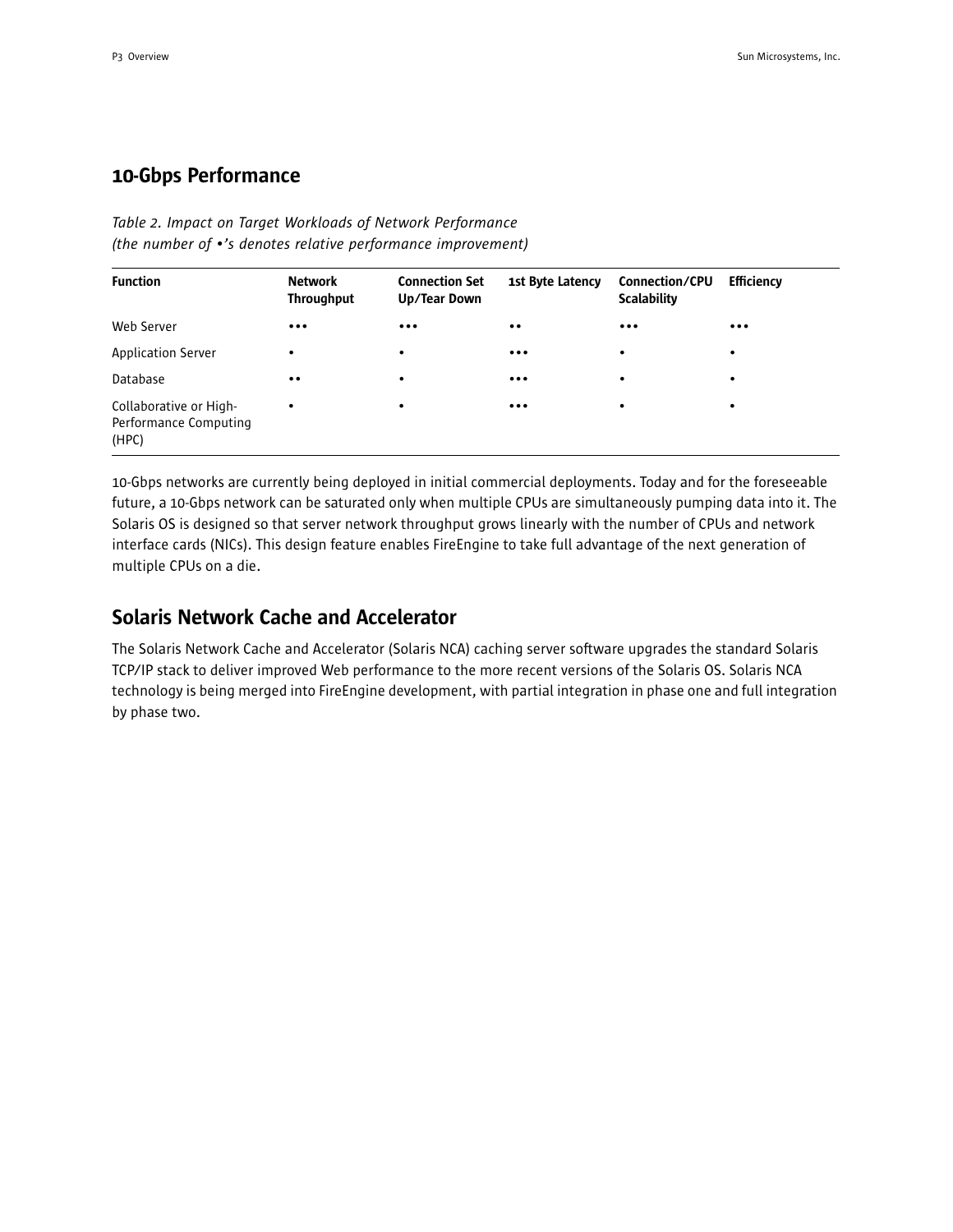## 10-Gbps Performance

*Table 2. Impact on Target Workloads of Network Performance*
*(the number of •'s denotes relative performance improvement)*

| Function | Network Throughput | Connection Set Up/Tear Down | 1st Byte Latency | Connection/CPU Scalability | Efficiency |
|---|---|---|---|---|---|
| Web Server | ••• | ••• | •• | ••• | ••• |
| Application Server | • | • | ••• | • | • |
| Database | •• | • | ••• | • | • |
| Collaborative or High-Performance Computing (HPC) | • | • | ••• | • | • |

10-Gbps networks are currently being deployed in initial commercial deployments. Today and for the foreseeable future, a 10-Gbps network can be saturated only when multiple CPUs are simultaneously pumping data into it. The Solaris OS is designed so that server network throughput grows linearly with the number of CPUs and network interface cards (NICs). This design feature enables FireEngine to take full advantage of the next generation of multiple CPUs on a die.

## Solaris Network Cache and Accelerator

The Solaris Network Cache and Accelerator (Solaris NCA) caching server software upgrades the standard Solaris TCP/IP stack to deliver improved Web performance to the more recent versions of the Solaris OS. Solaris NCA technology is being merged into FireEngine development, with partial integration in phase one and full integration by phase two.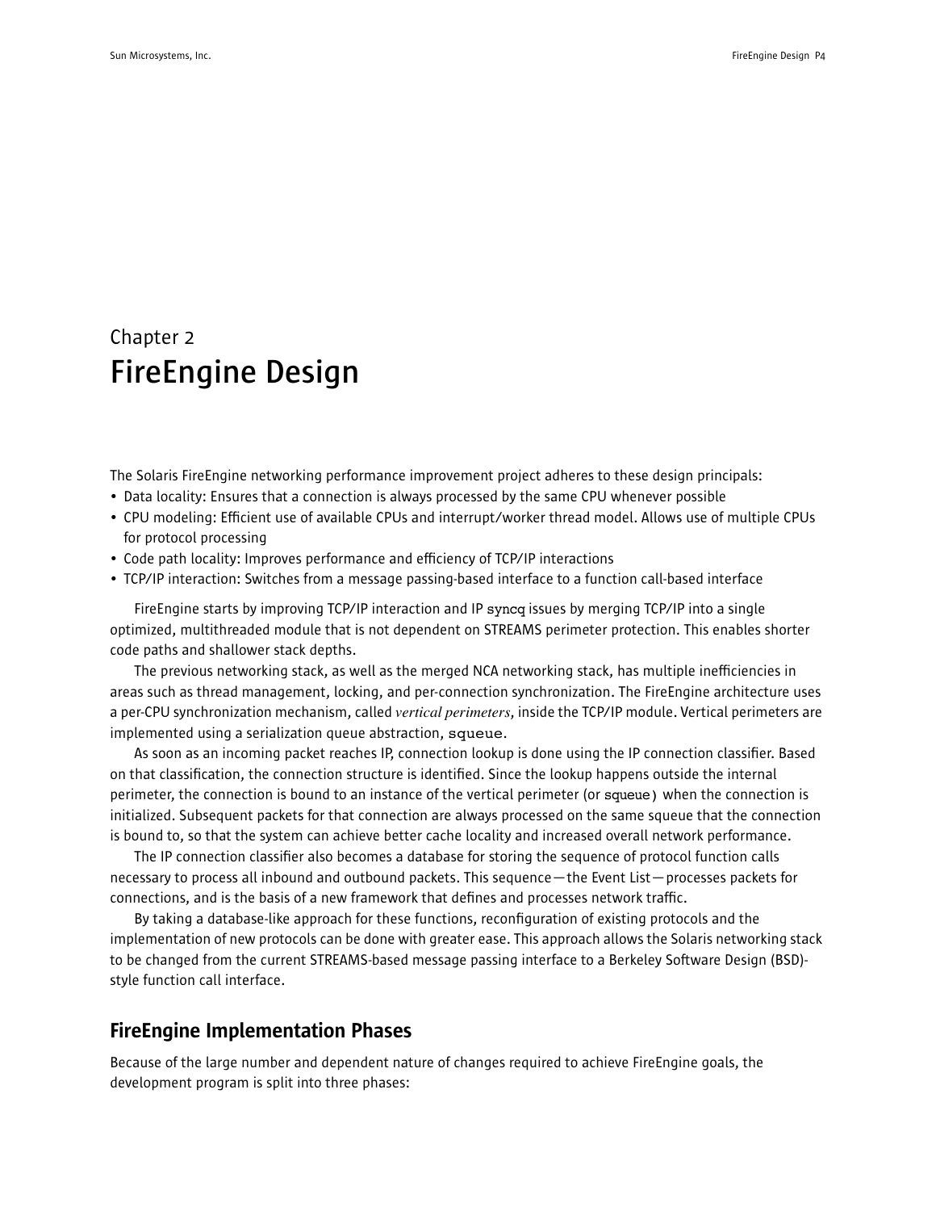# Chapter 2
# FireEngine Design

The Solaris FireEngine networking performance improvement project adheres to these design principals:

- Data locality: Ensures that a connection is always processed by the same CPU whenever possible
- CPU modeling: Efficient use of available CPUs and interrupt/worker thread model. Allows use of multiple CPUs for protocol processing
- Code path locality: Improves performance and efficiency of TCP/IP interactions
- TCP/IP interaction: Switches from a message passing-based interface to a function call-based interface

FireEngine starts by improving TCP/IP interaction and IP `syncq` issues by merging TCP/IP into a single optimized, multithreaded module that is not dependent on STREAMS perimeter protection. This enables shorter code paths and shallower stack depths.

The previous networking stack, as well as the merged NCA networking stack, has multiple inefficiencies in areas such as thread management, locking, and per-connection synchronization. The FireEngine architecture uses a per-CPU synchronization mechanism, called *vertical perimeters*, inside the TCP/IP module. Vertical perimeters are implemented using a serialization queue abstraction, `squeue`.

As soon as an incoming packet reaches IP, connection lookup is done using the IP connection classifier. Based on that classification, the connection structure is identified. Since the lookup happens outside the internal perimeter, the connection is bound to an instance of the vertical perimeter (or `squeue`) when the connection is initialized. Subsequent packets for that connection are always processed on the same squeue that the connection is bound to, so that the system can achieve better cache locality and increased overall network performance.

The IP connection classifier also becomes a database for storing the sequence of protocol function calls necessary to process all inbound and outbound packets. This sequence—the Event List—processes packets for connections, and is the basis of a new framework that defines and processes network traffic.

By taking a database-like approach for these functions, reconfiguration of existing protocols and the implementation of new protocols can be done with greater ease. This approach allows the Solaris networking stack to be changed from the current STREAMS-based message passing interface to a Berkeley Software Design (BSD)-style function call interface.

## FireEngine Implementation Phases

Because of the large number and dependent nature of changes required to achieve FireEngine goals, the development program is split into three phases: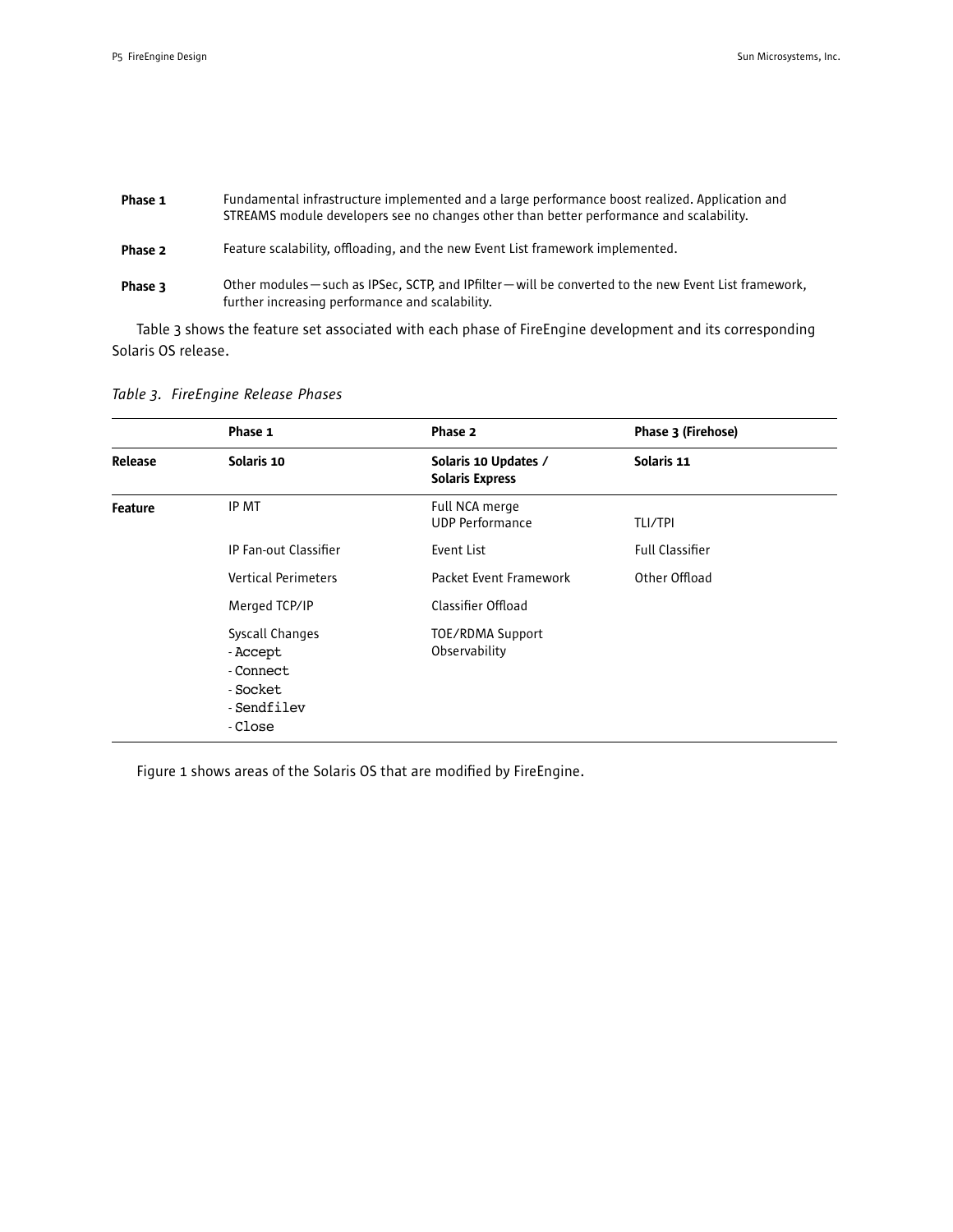**Phase 1** Fundamental infrastructure implemented and a large performance boost realized. Application and STREAMS module developers see no changes other than better performance and scalability.

**Phase 2** Feature scalability, offloading, and the new Event List framework implemented.

**Phase 3** Other modules—such as IPSec, SCTP, and IPfilter—will be converted to the new Event List framework, further increasing performance and scalability.

Table 3 shows the feature set associated with each phase of FireEngine development and its corresponding Solaris OS release.

*Table 3. FireEngine Release Phases*

| | **Phase 1** | **Phase 2** | **Phase 3 (Firehose)** |
|---|---|---|---|
| **Release** | **Solaris 10** | **Solaris 10 Updates / Solaris Express** | **Solaris 11** |
| **Feature** | IP MT | Full NCA merge<br>UDP Performance | TLI/TPI |
| | IP Fan-out Classifier | Event List | Full Classifier |
| | Vertical Perimeters | Packet Event Framework | Other Offload |
| | Merged TCP/IP | Classifier Offload | |
| | Syscall Changes<br>- `Accept`<br>- `Connect`<br>- `Socket`<br>- `Sendfilev`<br>- `Close` | TOE/RDMA Support<br>Observability | |

Figure 1 shows areas of the Solaris OS that are modified by FireEngine.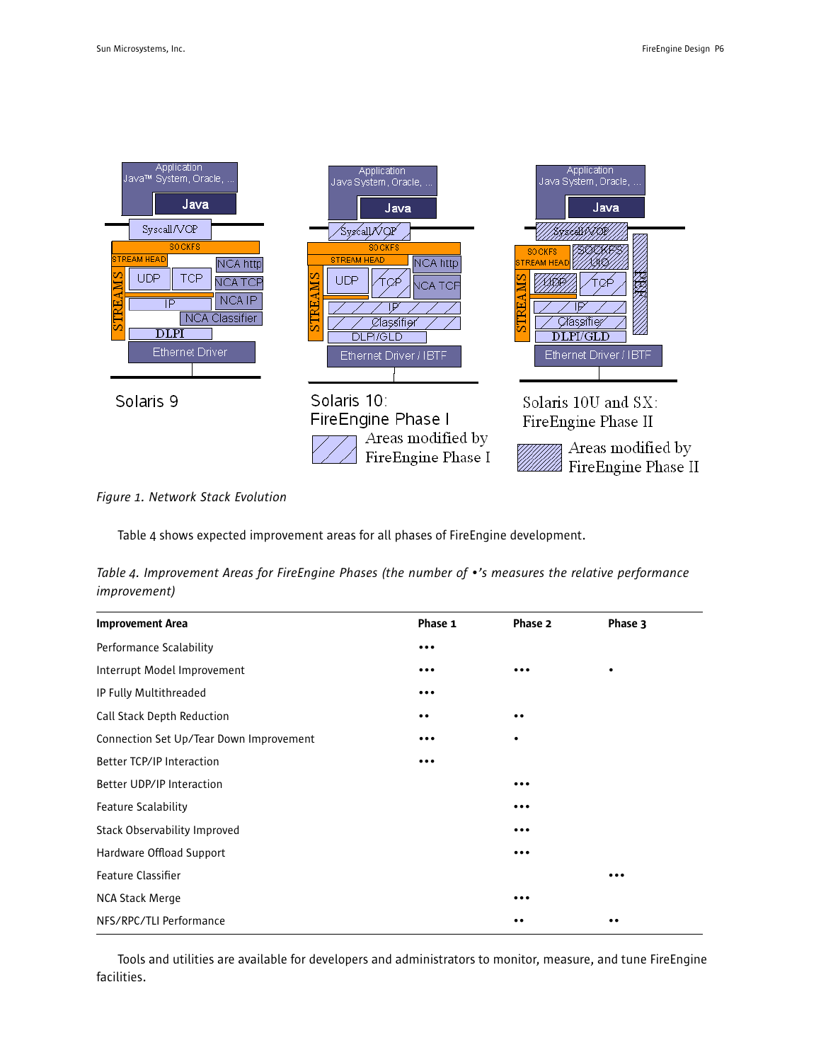Figure 1. Network Stack Evolution

Table 4 shows expected improvement areas for all phases of FireEngine development.

*Table 4. Improvement Areas for FireEngine Phases (the number of •'s measures the relative performance improvement)*

| Improvement Area | Phase 1 | Phase 2 | Phase 3 |
|---|---|---|---|
| Performance Scalability | ••• | | |
| Interrupt Model Improvement | ••• | ••• | • |
| IP Fully Multithreaded | ••• | | |
| Call Stack Depth Reduction | •• | •• | |
| Connection Set Up/Tear Down Improvement | ••• | • | |
| Better TCP/IP Interaction | ••• | | |
| Better UDP/IP Interaction | | ••• | |
| Feature Scalability | | ••• | |
| Stack Observability Improved | | ••• | |
| Hardware Offload Support | | ••• | |
| Feature Classifier | | | ••• |
| NCA Stack Merge | | ••• | |
| NFS/RPC/TLI Performance | | •• | •• |

Tools and utilities are available for developers and administrators to monitor, measure, and tune FireEngine facilities.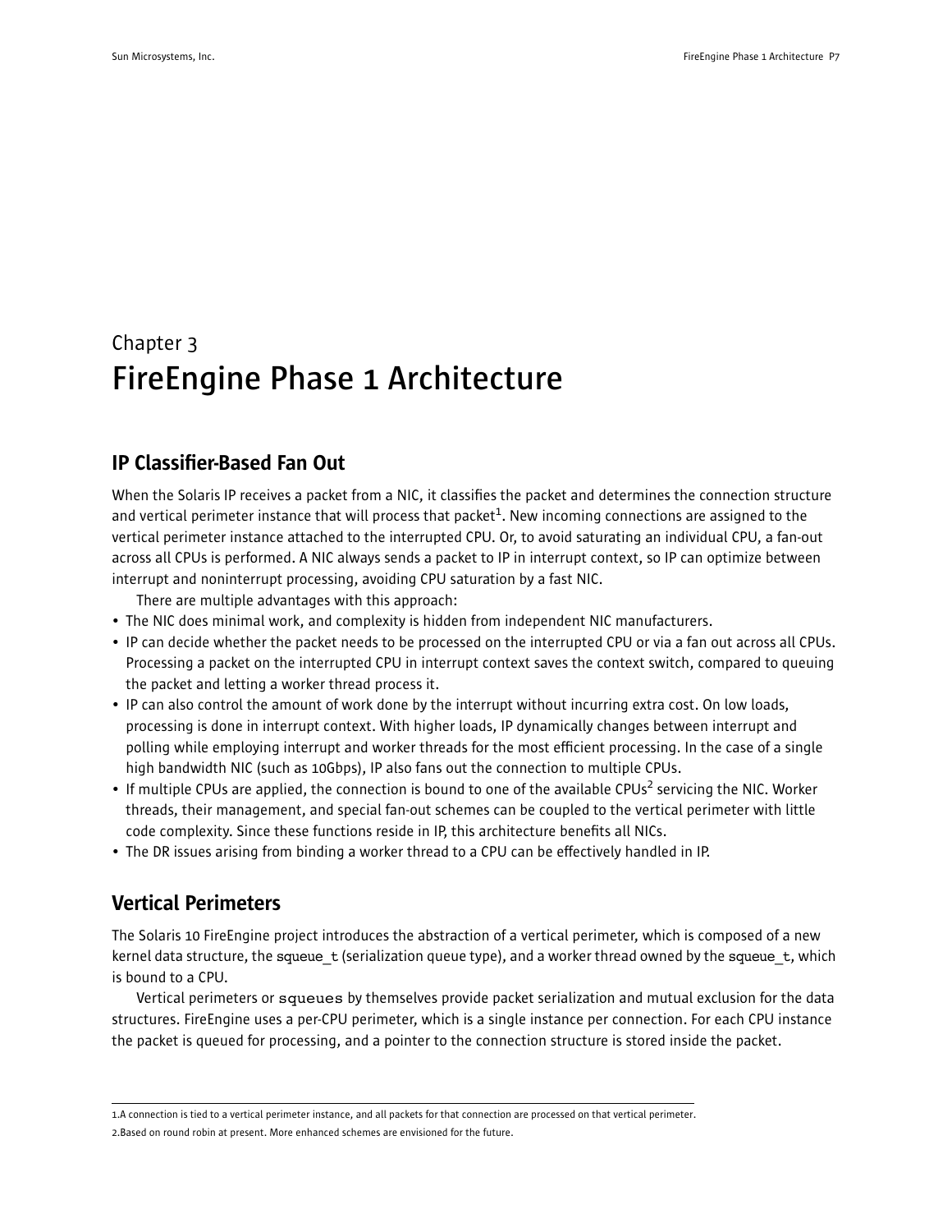# Chapter 3
# FireEngine Phase 1 Architecture

## IP Classifier-Based Fan Out

When the Solaris IP receives a packet from a NIC, it classifies the packet and determines the connection structure and vertical perimeter instance that will process that packet[1]. New incoming connections are assigned to the vertical perimeter instance attached to the interrupted CPU. Or, to avoid saturating an individual CPU, a fan-out across all CPUs is performed. A NIC always sends a packet to IP in interrupt context, so IP can optimize between interrupt and noninterrupt processing, avoiding CPU saturation by a fast NIC.

There are multiple advantages with this approach:

- The NIC does minimal work, and complexity is hidden from independent NIC manufacturers.
- IP can decide whether the packet needs to be processed on the interrupted CPU or via a fan out across all CPUs. Processing a packet on the interrupted CPU in interrupt context saves the context switch, compared to queuing the packet and letting a worker thread process it.
- IP can also control the amount of work done by the interrupt without incurring extra cost. On low loads, processing is done in interrupt context. With higher loads, IP dynamically changes between interrupt and polling while employing interrupt and worker threads for the most efficient processing. In the case of a single high bandwidth NIC (such as 10Gbps), IP also fans out the connection to multiple CPUs.
- If multiple CPUs are applied, the connection is bound to one of the available CPUs[2] servicing the NIC. Worker threads, their management, and special fan-out schemes can be coupled to the vertical perimeter with little code complexity. Since these functions reside in IP, this architecture benefits all NICs.
- The DR issues arising from binding a worker thread to a CPU can be effectively handled in IP.

## Vertical Perimeters

The Solaris 10 FireEngine project introduces the abstraction of a vertical perimeter, which is composed of a new kernel data structure, the `squeue_t` (serialization queue type), and a worker thread owned by the `squeue_t`, which is bound to a CPU.

Vertical perimeters or `squeues` by themselves provide packet serialization and mutual exclusion for the data structures. FireEngine uses a per-CPU perimeter, which is a single instance per connection. For each CPU instance the packet is queued for processing, and a pointer to the connection structure is stored inside the packet.

---

1.A connection is tied to a vertical perimeter instance, and all packets for that connection are processed on that vertical perimeter.

2.Based on round robin at present. More enhanced schemes are envisioned for the future.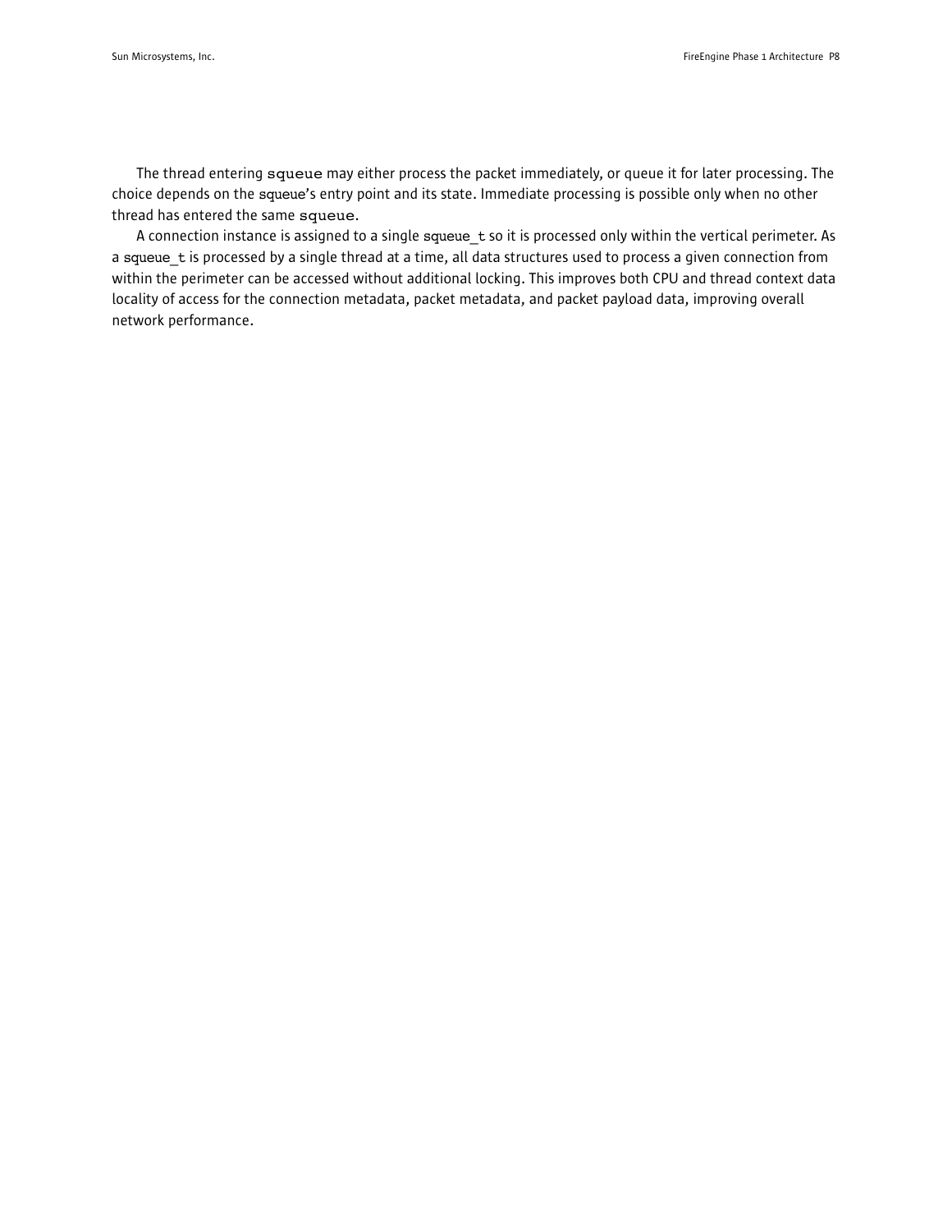The thread entering `squeue` may either process the packet immediately, or queue it for later processing. The choice depends on the `squeue`'s entry point and its state. Immediate processing is possible only when no other thread has entered the same `squeue`.

A connection instance is assigned to a single `squeue_t` so it is processed only within the vertical perimeter. As a `squeue_t` is processed by a single thread at a time, all data structures used to process a given connection from within the perimeter can be accessed without additional locking. This improves both CPU and thread context data locality of access for the connection metadata, packet metadata, and packet payload data, improving overall network performance.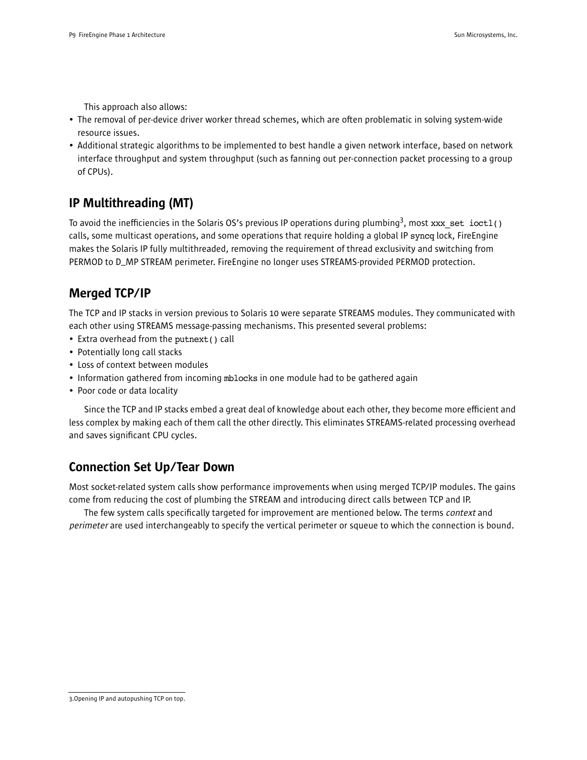This approach also allows:

- The removal of per-device driver worker thread schemes, which are often problematic in solving system-wide resource issues.
- Additional strategic algorithms to be implemented to best handle a given network interface, based on network interface throughput and system throughput (such as fanning out per-connection packet processing to a group of CPUs).

## IP Multithreading (MT)

To avoid the inefficiencies in the Solaris OS's previous IP operations during plumbing[3], most `xxx_set ioctl()` calls, some multicast operations, and some operations that require holding a global IP `syncq` lock, FireEngine makes the Solaris IP fully multithreaded, removing the requirement of thread exclusivity and switching from PERMOD to D_MP STREAM perimeter. FireEngine no longer uses STREAMS-provided PERMOD protection.

## Merged TCP/IP

The TCP and IP stacks in version previous to Solaris 10 were separate STREAMS modules. They communicated with each other using STREAMS message-passing mechanisms. This presented several problems:

- Extra overhead from the `putnext()` call
- Potentially long call stacks
- Loss of context between modules
- Information gathered from incoming `mblocks` in one module had to be gathered again
- Poor code or data locality

Since the TCP and IP stacks embed a great deal of knowledge about each other, they become more efficient and less complex by making each of them call the other directly. This eliminates STREAMS-related processing overhead and saves significant CPU cycles.

## Connection Set Up/Tear Down

Most socket-related system calls show performance improvements when using merged TCP/IP modules. The gains come from reducing the cost of plumbing the STREAM and introducing direct calls between TCP and IP.

The few system calls specifically targeted for improvement are mentioned below. The terms *context* and *perimeter* are used interchangeably to specify the vertical perimeter or squeue to which the connection is bound.

---

3. Opening IP and autopushing TCP on top.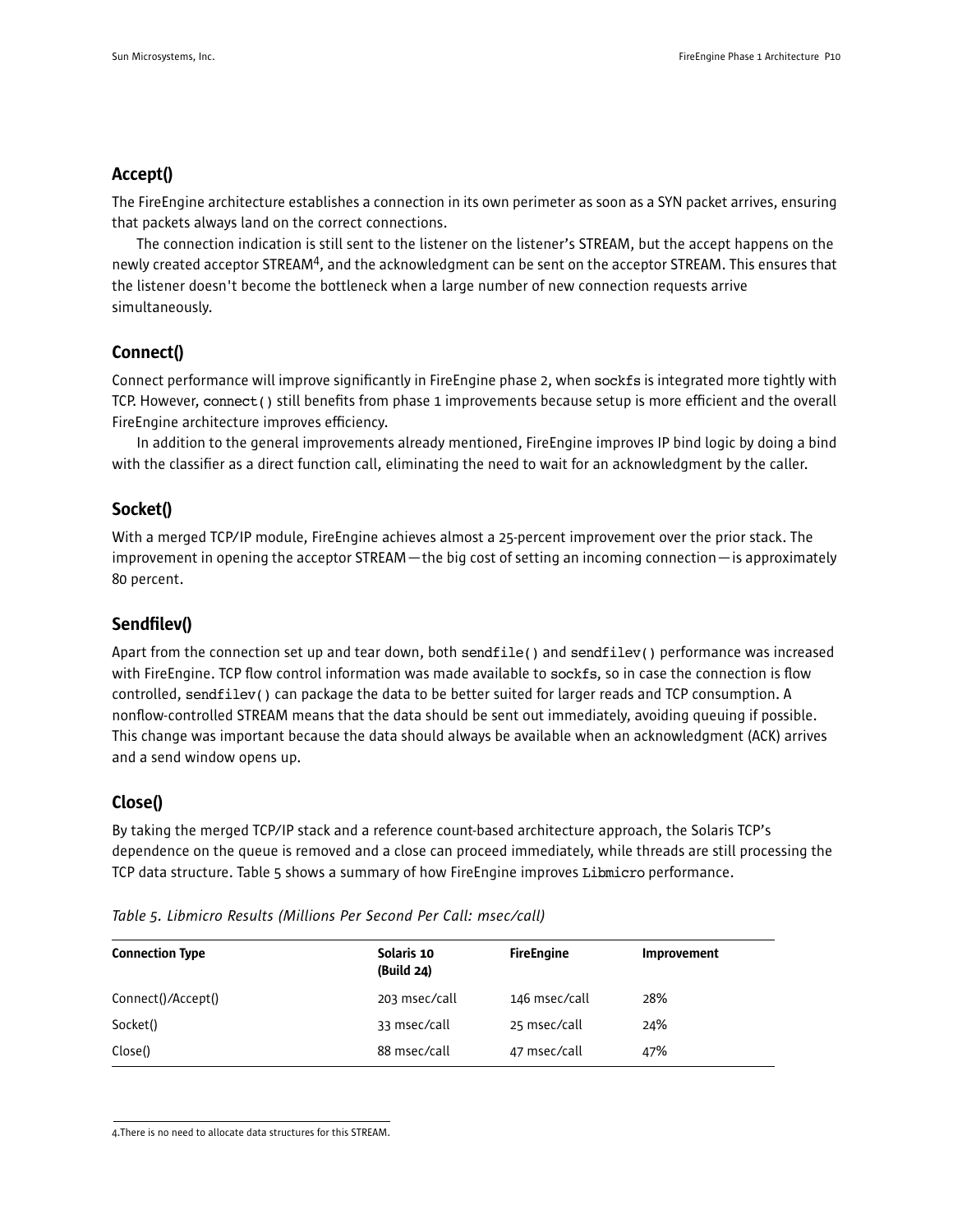## Accept()

The FireEngine architecture establishes a connection in its own perimeter as soon as a SYN packet arrives, ensuring that packets always land on the correct connections.

The connection indication is still sent to the listener on the listener's STREAM, but the accept happens on the newly created acceptor STREAM[4], and the acknowledgment can be sent on the acceptor STREAM. This ensures that the listener doesn't become the bottleneck when a large number of new connection requests arrive simultaneously.

## Connect()

Connect performance will improve significantly in FireEngine phase 2, when `sockfs` is integrated more tightly with TCP. However, `connect()` still benefits from phase 1 improvements because setup is more efficient and the overall FireEngine architecture improves efficiency.

In addition to the general improvements already mentioned, FireEngine improves IP bind logic by doing a bind with the classifier as a direct function call, eliminating the need to wait for an acknowledgment by the caller.

## Socket()

With a merged TCP/IP module, FireEngine achieves almost a 25-percent improvement over the prior stack. The improvement in opening the acceptor STREAM—the big cost of setting an incoming connection—is approximately 80 percent.

## Sendfilev()

Apart from the connection set up and tear down, both `sendfile()` and `sendfilev()` performance was increased with FireEngine. TCP flow control information was made available to `sockfs`, so in case the connection is flow controlled, `sendfilev()` can package the data to be better suited for larger reads and TCP consumption. A nonflow-controlled STREAM means that the data should be sent out immediately, avoiding queuing if possible. This change was important because the data should always be available when an acknowledgment (ACK) arrives and a send window opens up.

## Close()

By taking the merged TCP/IP stack and a reference count-based architecture approach, the Solaris TCP's dependence on the queue is removed and a close can proceed immediately, while threads are still processing the TCP data structure. Table 5 shows a summary of how FireEngine improves `Libmicro` performance.

*Table 5. Libmicro Results (Millions Per Second Per Call: msec/call)*

| Connection Type | Solaris 10 (Build 24) | FireEngine | Improvement |
|---|---|---|---|
| Connect()/Accept() | 203 msec/call | 146 msec/call | 28% |
| Socket() | 33 msec/call | 25 msec/call | 24% |
| Close() | 88 msec/call | 47 msec/call | 47% |

4.There is no need to allocate data structures for this STREAM.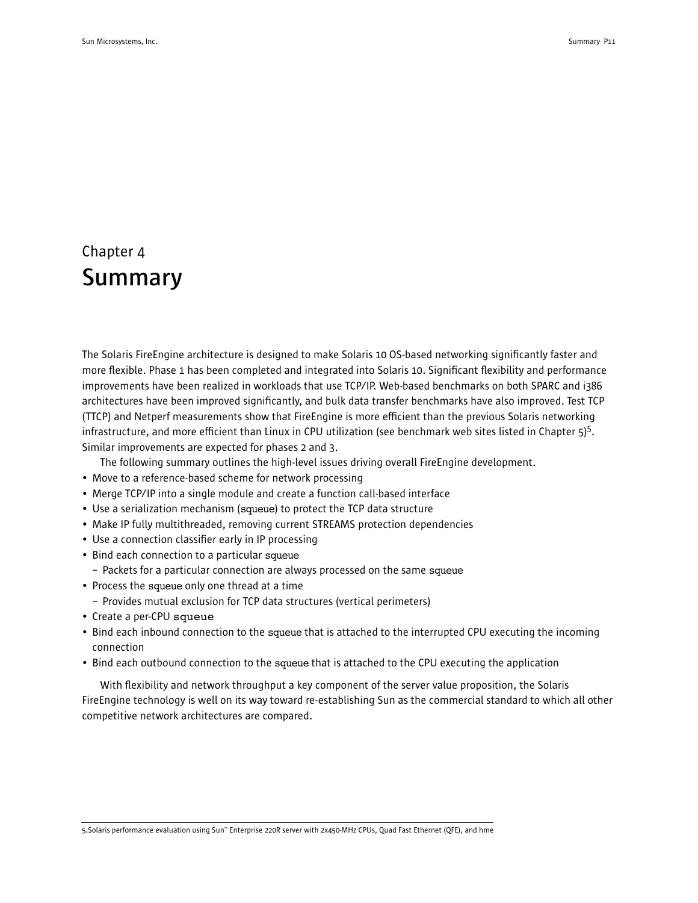Chapter 4

# Summary

The Solaris FireEngine architecture is designed to make Solaris 10 OS-based networking significantly faster and more flexible. Phase 1 has been completed and integrated into Solaris 10. Significant flexibility and performance improvements have been realized in workloads that use TCP/IP. Web-based benchmarks on both SPARC and i386 architectures have been improved significantly, and bulk data transfer benchmarks have also improved. Test TCP (TTCP) and Netperf measurements show that FireEngine is more efficient than the previous Solaris networking infrastructure, and more efficient than Linux in CPU utilization (see benchmark web sites listed in Chapter 5)[5]. Similar improvements are expected for phases 2 and 3.

The following summary outlines the high-level issues driving overall FireEngine development.

- Move to a reference-based scheme for network processing
- Merge TCP/IP into a single module and create a function call-based interface
- Use a serialization mechanism (squeue) to protect the TCP data structure
- Make IP fully multithreaded, removing current STREAMS protection dependencies
- Use a connection classifier early in IP processing
- Bind each connection to a particular squeue
  - Packets for a particular connection are always processed on the same squeue
- Process the squeue only one thread at a time
  - Provides mutual exclusion for TCP data structures (vertical perimeters)
- Create a per-CPU squeue
- Bind each inbound connection to the squeue that is attached to the interrupted CPU executing the incoming connection
- Bind each outbound connection to the squeue that is attached to the CPU executing the application

With flexibility and network throughput a key component of the server value proposition, the Solaris FireEngine technology is well on its way toward re-establishing Sun as the commercial standard to which all other competitive network architectures are compared.

5. Solaris performance evaluation using Sun™ Enterprise 220R server with 2x450-MHz CPUs, Quad Fast Ethernet (QFE), and hme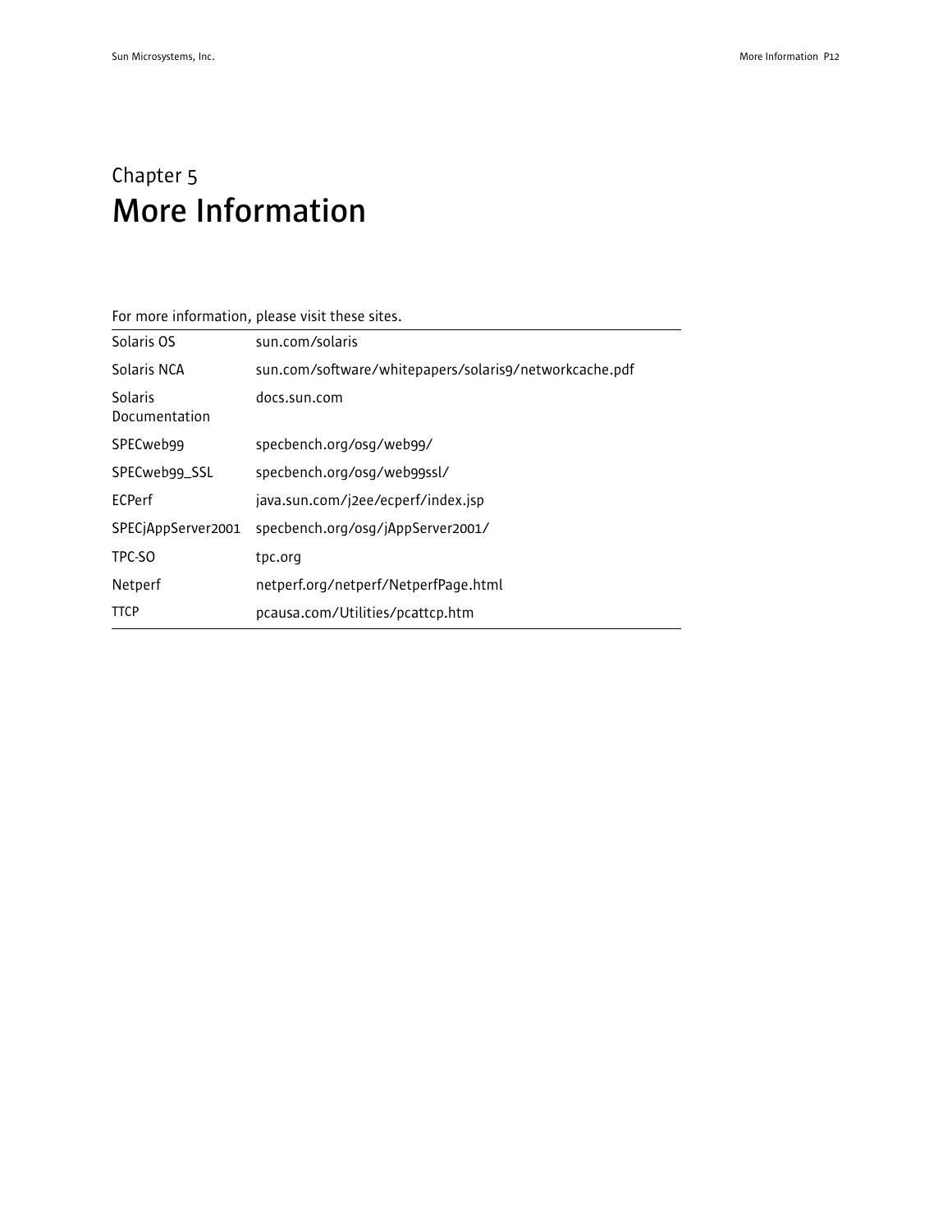Chapter 5

# More Information

For more information, please visit these sites.

| | |
|---|---|
| Solaris OS | sun.com/solaris |
| Solaris NCA | sun.com/software/whitepapers/solaris9/networkcache.pdf |
| Solaris Documentation | docs.sun.com |
| SPECweb99 | specbench.org/osg/web99/ |
| SPECweb99_SSL | specbench.org/osg/web99ssl/ |
| ECPerf | java.sun.com/j2ee/ecperf/index.jsp |
| SPECjAppServer2001 | specbench.org/osg/jAppServer2001/ |
| TPC-SO | tpc.org |
| Netperf | netperf.org/netperf/NetperfPage.html |
| TTCP | pcausa.com/Utilities/pcattcp.htm |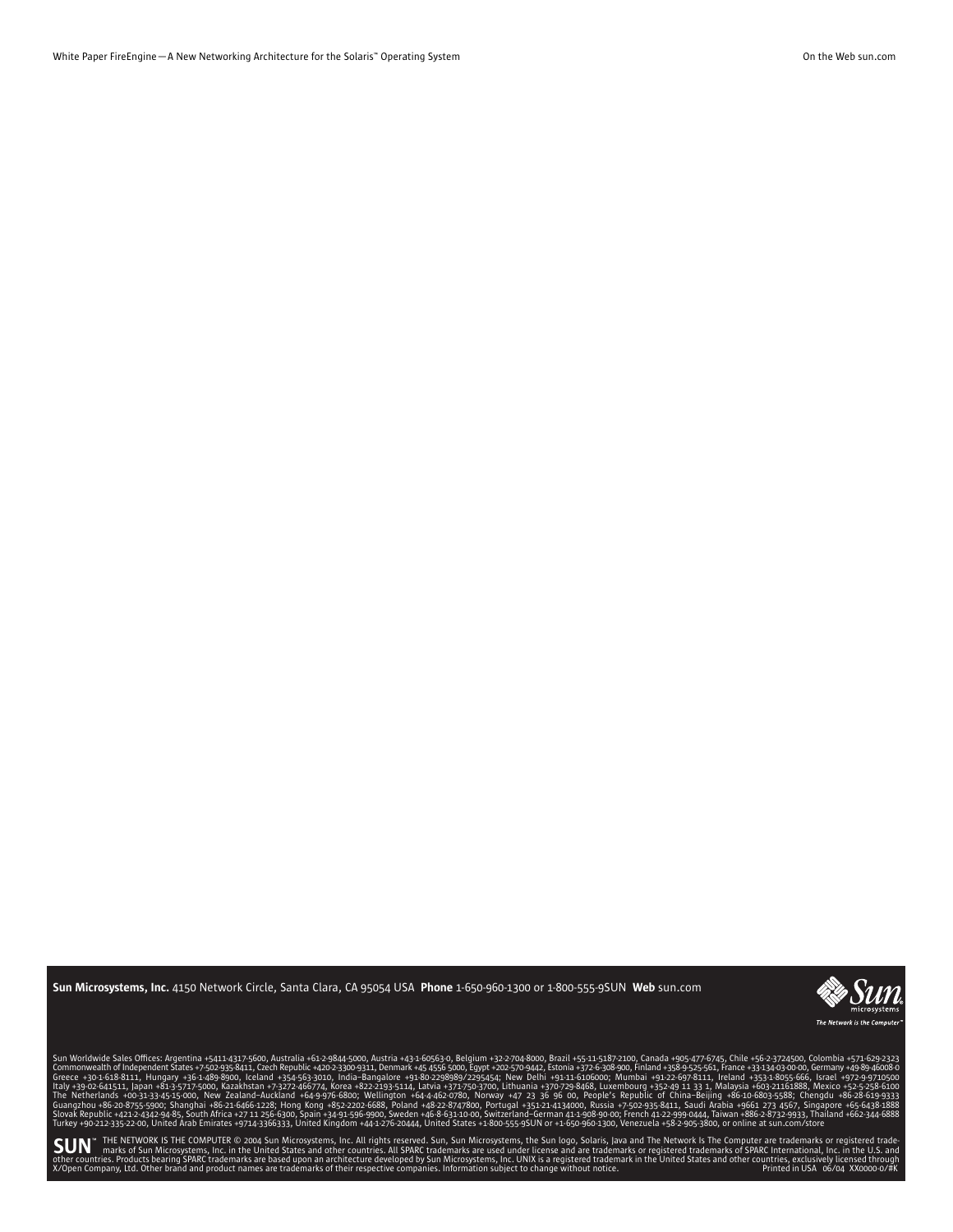**Sun Microsystems, Inc.** 4150 Network Circle, Santa Clara, CA 95054 USA **Phone** 1-650-960-1300 or 1-800-555-9SUN **Web** sun.com

*The Network is the Computer™*

Sun Worldwide Sales Offices: Argentina +5411-4317-5600, Australia +61-2-9844-5000, Austria +43-1-60563-0, Belgium +32-2-704-8000, Brazil +55-11-5187-2100, Canada +905-477-6745, Chile +56-2-3724500, Colombia +571-629-2323 Commonwealth of Independent States +7-502-935-8411, Czech Republic +420-2-3300-9311, Denmark +45 4556 5000, Egypt +202-570-9442, Estonia +372-6-308-900, Finland +358-9-525-561, France +33-134-03-00-00, Germany +49-89-46008-0 Greece +30-1-618-8111, Hungary +36-1-489-8900, Iceland +354-563-3010, India–Bangalore +91-80-2298989/2295454; New Delhi +91-11-6106000; Mumbai +91-22-697-8111, Ireland +353-1-8055-666, Israel +972-9-9710500 Italy +39-02-641511, Japan +81-3-5717-5000, Kazakhstan +7-3272-466774, Korea +822-2193-5114, Latvia +371-750-3700, Lithuania +370-729-8468, Luxembourg +352-49 11 33 1, Malaysia +603-21161888, Mexico +52-5-258-6100 The Netherlands +00-31-33-45-15-000, New Zealand–Auckland +64-9-976-6800; Wellington +64-4-462-0780, Norway +47 23 36 96 00, People's Republic of China–Beijing +86-10-6803-5588; Chengdu +86-28-619-9333 Guangzhou +86-20-8755-5900; Shanghai +86-21-6466-1228; Hong Kong +852-2202-6688, Poland +48-22-8747800, Portugal +351-21-4134000, Russia +7-502-935-8411, Saudi Arabia +9661 273 4567, Singapore +65-6438-1888 Slovak Republic +421-2-4342-94-85, South Africa +27 11 256-6300, Spain +34-91-596-9900, Sweden +46-8-631-10-00, Switzerland–German 41-1-908-90-00; French 41-22-999-0444, Taiwan +886-2-8732-9933, Thailand +662-344-6888 Turkey +90-212-335-22-00, United Arab Emirates +9714-3366333, United Kingdom +44-1-276-20444, United States +1-800-555-9SUN or +1-650-960-1300, Venezuela +58-2-905-3800, or online at sun.com/store

SUN™ THE NETWORK IS THE COMPUTER © 2004 Sun Microsystems, Inc. All rights reserved. Sun, Sun Microsystems, the Sun logo, Solaris, Java and The Network Is The Computer are trademarks or registered trademarks of Sun Microsystems, Inc. in the United States and other countries. All SPARC trademarks are used under license and are trademarks or registered trademarks of SPARC International, Inc. in the U.S. and other countries. Products bearing SPARC trademarks are based upon an architecture developed by Sun Microsystems, Inc. UNIX is a registered trademark in the United States and other countries, exclusively licensed through X/Open Company, Ltd. Other brand and product names are trademarks of their respective companies. Information subject to change without notice. Printed in USA 06/04 XX0000-0/#K